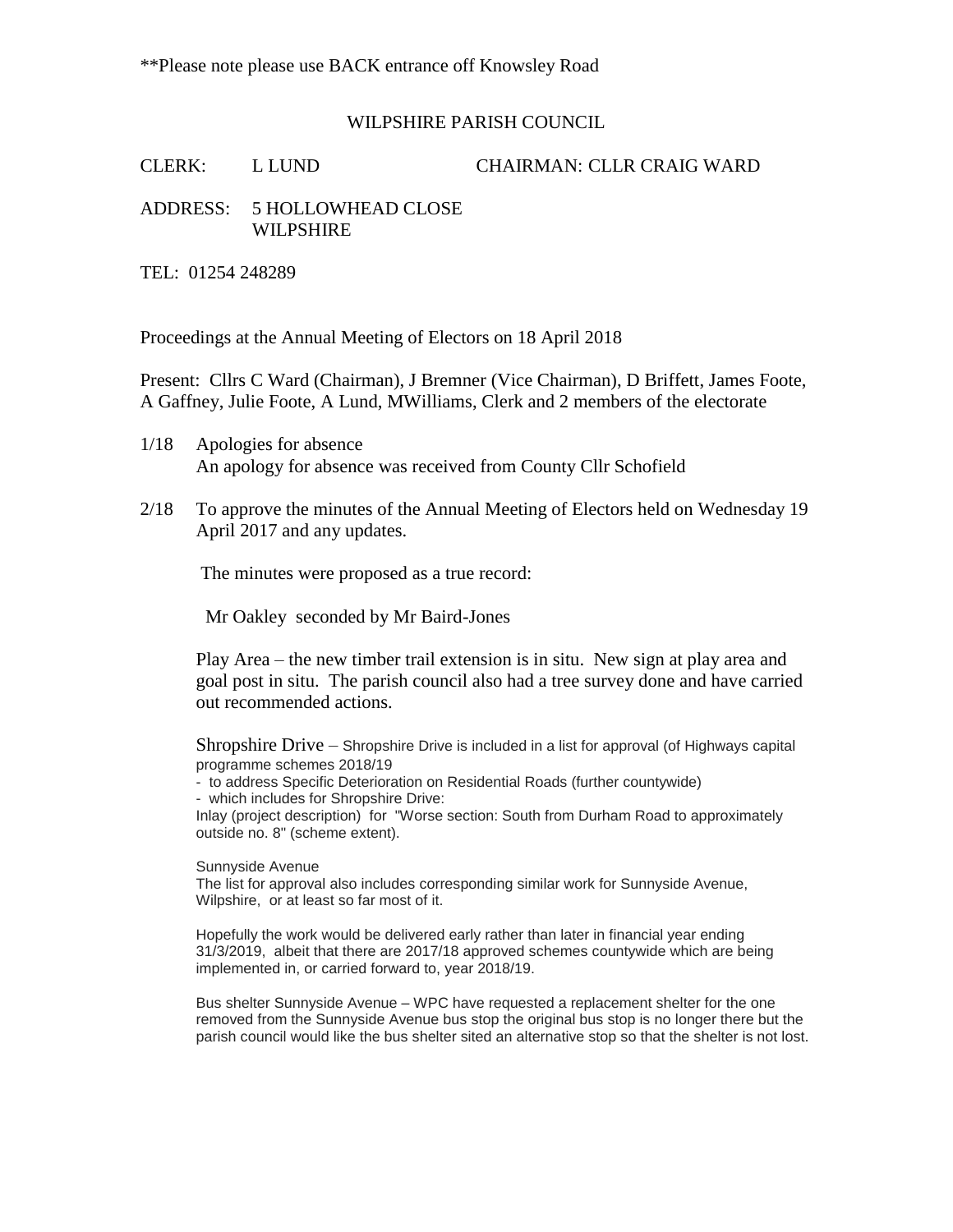**Please note please use BACK entrance off Knowsley Road

# WILPSHIRE PARISH COUNCIL

CLERK: L LUND CHAIRMAN: CLLR CRAIG WARD

ADDRESS: 5 HOLLOWHEAD CLOSE
WILPSHIRE

TEL: 01254 248289

Proceedings at the Annual Meeting of Electors on 18 April 2018

Present: Cllrs C Ward (Chairman), J Bremner (Vice Chairman), D Briffett, James Foote, A Gaffney, Julie Foote, A Lund, MWilliams, Clerk and 2 members of the electorate

1/18 Apologies for absence
An apology for absence was received from County Cllr Schofield

2/18 To approve the minutes of the Annual Meeting of Electors held on Wednesday 19 April 2017 and any updates.

The minutes were proposed as a true record:

Mr Oakley seconded by Mr Baird-Jones

Play Area – the new timber trail extension is in situ. New sign at play area and goal post in situ. The parish council also had a tree survey done and have carried out recommended actions.

Shropshire Drive – Shropshire Drive is included in a list for approval (of Highways capital programme schemes 2018/19
- to address Specific Deterioration on Residential Roads (further countywide)
- which includes for Shropshire Drive:

Inlay (project description) for "Worse section: South from Durham Road to approximately outside no. 8" (scheme extent).

Sunnyside Avenue
The list for approval also includes corresponding similar work for Sunnyside Avenue, Wilpshire, or at least so far most of it.

Hopefully the work would be delivered early rather than later in financial year ending 31/3/2019, albeit that there are 2017/18 approved schemes countywide which are being implemented in, or carried forward to, year 2018/19.

Bus shelter Sunnyside Avenue – WPC have requested a replacement shelter for the one removed from the Sunnyside Avenue bus stop the original bus stop is no longer there but the parish council would like the bus shelter sited an alternative stop so that the shelter is not lost.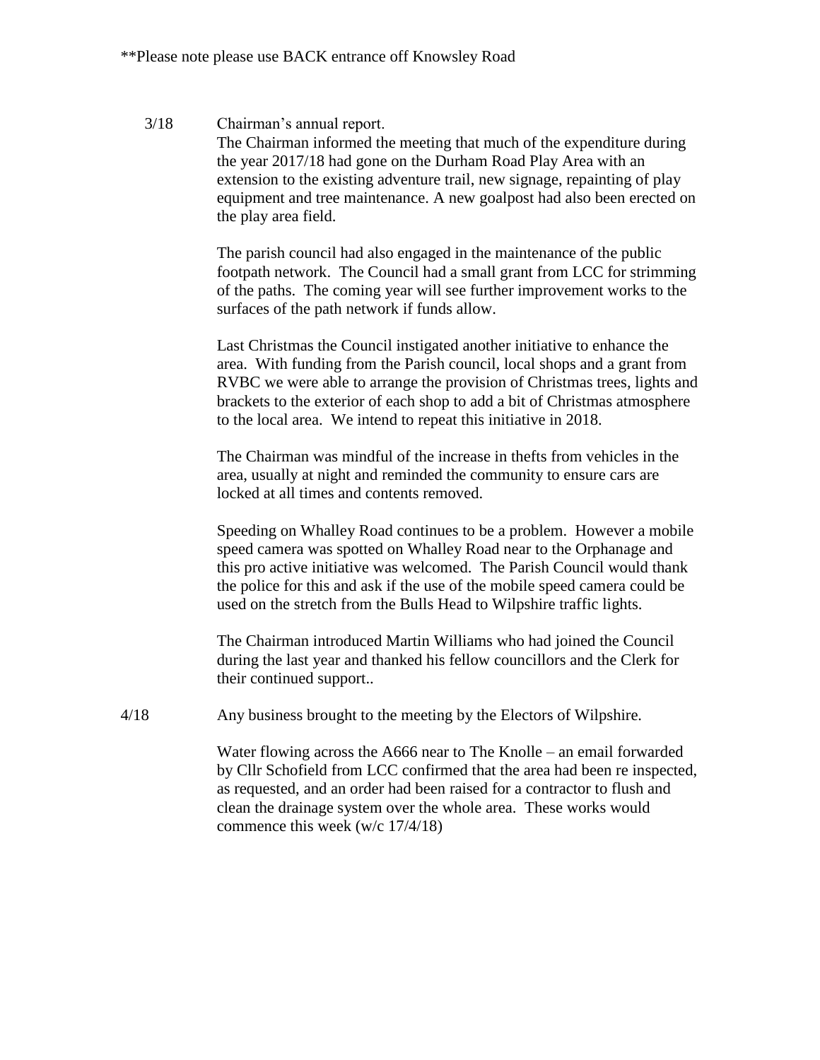**Please note please use BACK entrance off Knowsley Road

3/18 Chairman's annual report.

The Chairman informed the meeting that much of the expenditure during the year 2017/18 had gone on the Durham Road Play Area with an extension to the existing adventure trail, new signage, repainting of play equipment and tree maintenance. A new goalpost had also been erected on the play area field.

The parish council had also engaged in the maintenance of the public footpath network. The Council had a small grant from LCC for strimming of the paths. The coming year will see further improvement works to the surfaces of the path network if funds allow.

Last Christmas the Council instigated another initiative to enhance the area. With funding from the Parish council, local shops and a grant from RVBC we were able to arrange the provision of Christmas trees, lights and brackets to the exterior of each shop to add a bit of Christmas atmosphere to the local area. We intend to repeat this initiative in 2018.

The Chairman was mindful of the increase in thefts from vehicles in the area, usually at night and reminded the community to ensure cars are locked at all times and contents removed.

Speeding on Whalley Road continues to be a problem. However a mobile speed camera was spotted on Whalley Road near to the Orphanage and this pro active initiative was welcomed. The Parish Council would thank the police for this and ask if the use of the mobile speed camera could be used on the stretch from the Bulls Head to Wilpshire traffic lights.

The Chairman introduced Martin Williams who had joined the Council during the last year and thanked his fellow councillors and the Clerk for their continued support..

4/18 Any business brought to the meeting by the Electors of Wilpshire.

Water flowing across the A666 near to The Knolle – an email forwarded by Cllr Schofield from LCC confirmed that the area had been re inspected, as requested, and an order had been raised for a contractor to flush and clean the drainage system over the whole area. These works would commence this week (w/c 17/4/18)